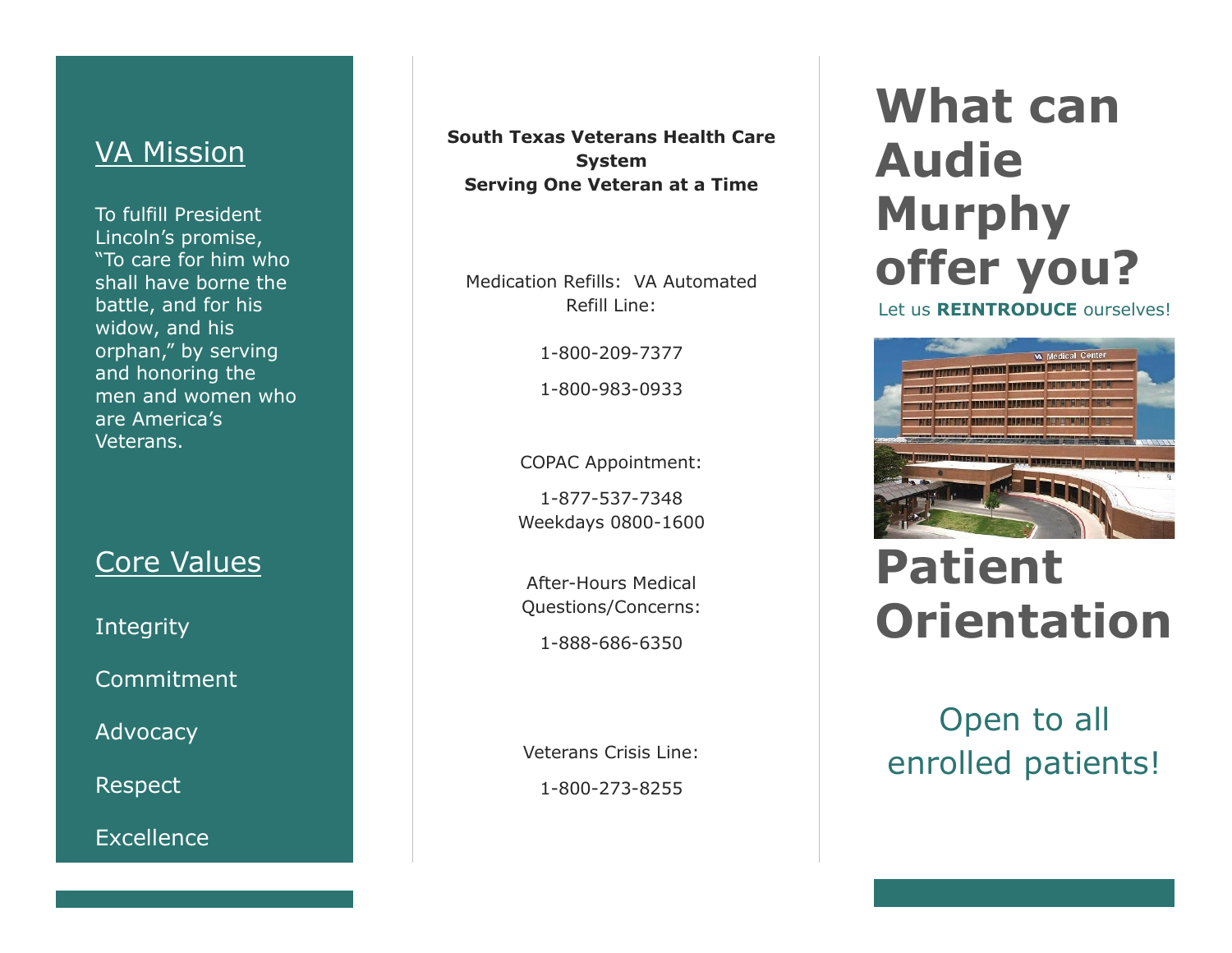## VA Mission

To fulfill President Lincoln's promise, "To care for him who shall have borne the battle, and for his widow, and his orphan," by serving and honoring the men and women who are America's Veterans.

## Core Values

Integrity

Commitment

Advocacy

Respect

Excellence

**South Texas Veterans Health Care System**
**Serving One Veteran at a Time**

Medication Refills: VA Automated Refill Line:

1-800-209-7377

1-800-983-0933

COPAC Appointment:

1-877-537-7348
Weekdays 0800-1600

After-Hours Medical Questions/Concerns:

1-888-686-6350

Veterans Crisis Line:

1-800-273-8255

# What can Audie Murphy offer you?

Let us **REINTRODUCE** ourselves!

# Patient Orientation

Open to all enrolled patients!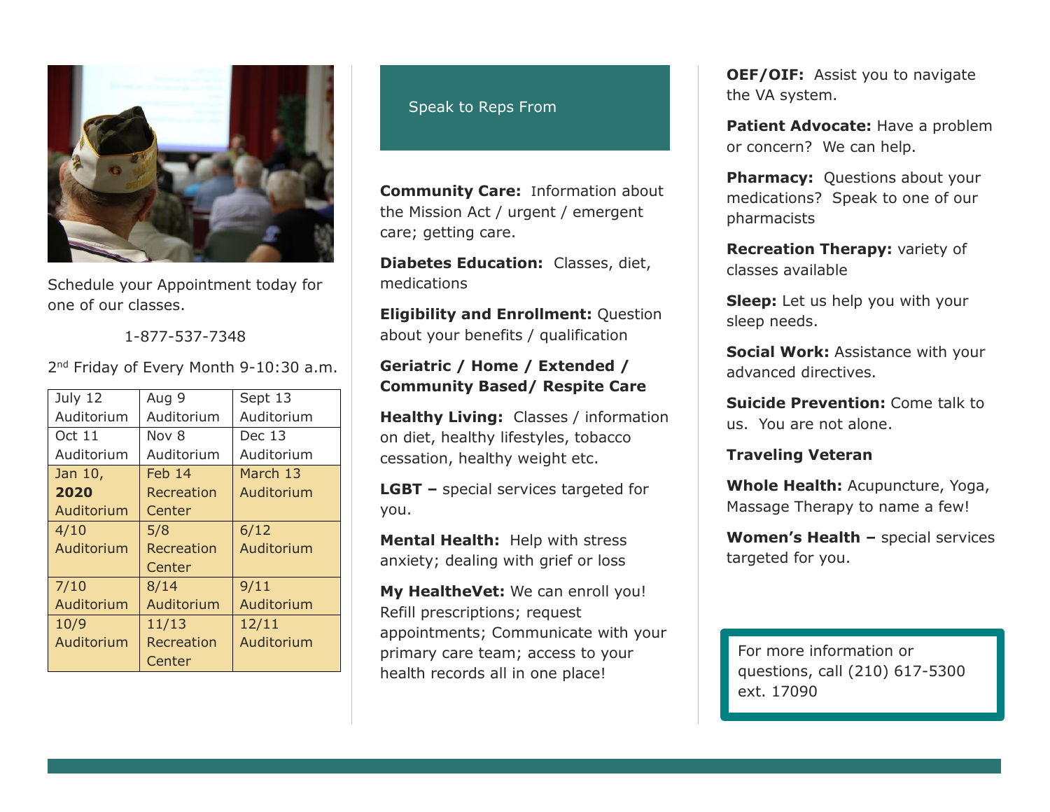Schedule your Appointment today for one of our classes.

1-877-537-7348

2nd Friday of Every Month 9-10:30 a.m.

| | | |
|---|---|---|
| July 12 Auditorium | Aug 9 Auditorium | Sept 13 Auditorium |
| Oct 11 Auditorium | Nov 8 Auditorium | Dec 13 Auditorium |
| Jan 10, **2020** Auditorium | Feb 14 Recreation Center | March 13 Auditorium |
| 4/10 Auditorium | 5/8 Recreation Center | 6/12 Auditorium |
| 7/10 Auditorium | 8/14 Auditorium | 9/11 Auditorium |
| 10/9 Auditorium | 11/13 Recreation Center | 12/11 Auditorium |

## Speak to Reps From

**Community Care:** Information about the Mission Act / urgent / emergent care; getting care.

**Diabetes Education:** Classes, diet, medications

**Eligibility and Enrollment:** Question about your benefits / qualification

**Geriatric / Home / Extended / Community Based/ Respite Care**

**Healthy Living:** Classes / information on diet, healthy lifestyles, tobacco cessation, healthy weight etc.

**LGBT –** special services targeted for you.

**Mental Health:** Help with stress anxiety; dealing with grief or loss

**My HealtheVet:** We can enroll you! Refill prescriptions; request appointments; Communicate with your primary care team; access to your health records all in one place!

**OEF/OIF:** Assist you to navigate the VA system.

**Patient Advocate:** Have a problem or concern? We can help.

**Pharmacy:** Questions about your medications? Speak to one of our pharmacists

**Recreation Therapy:** variety of classes available

**Sleep:** Let us help you with your sleep needs.

**Social Work:** Assistance with your advanced directives.

**Suicide Prevention:** Come talk to us. You are not alone.

**Traveling Veteran**

**Whole Health:** Acupuncture, Yoga, Massage Therapy to name a few!

**Women's Health –** special services targeted for you.

For more information or questions, call (210) 617-5300 ext. 17090